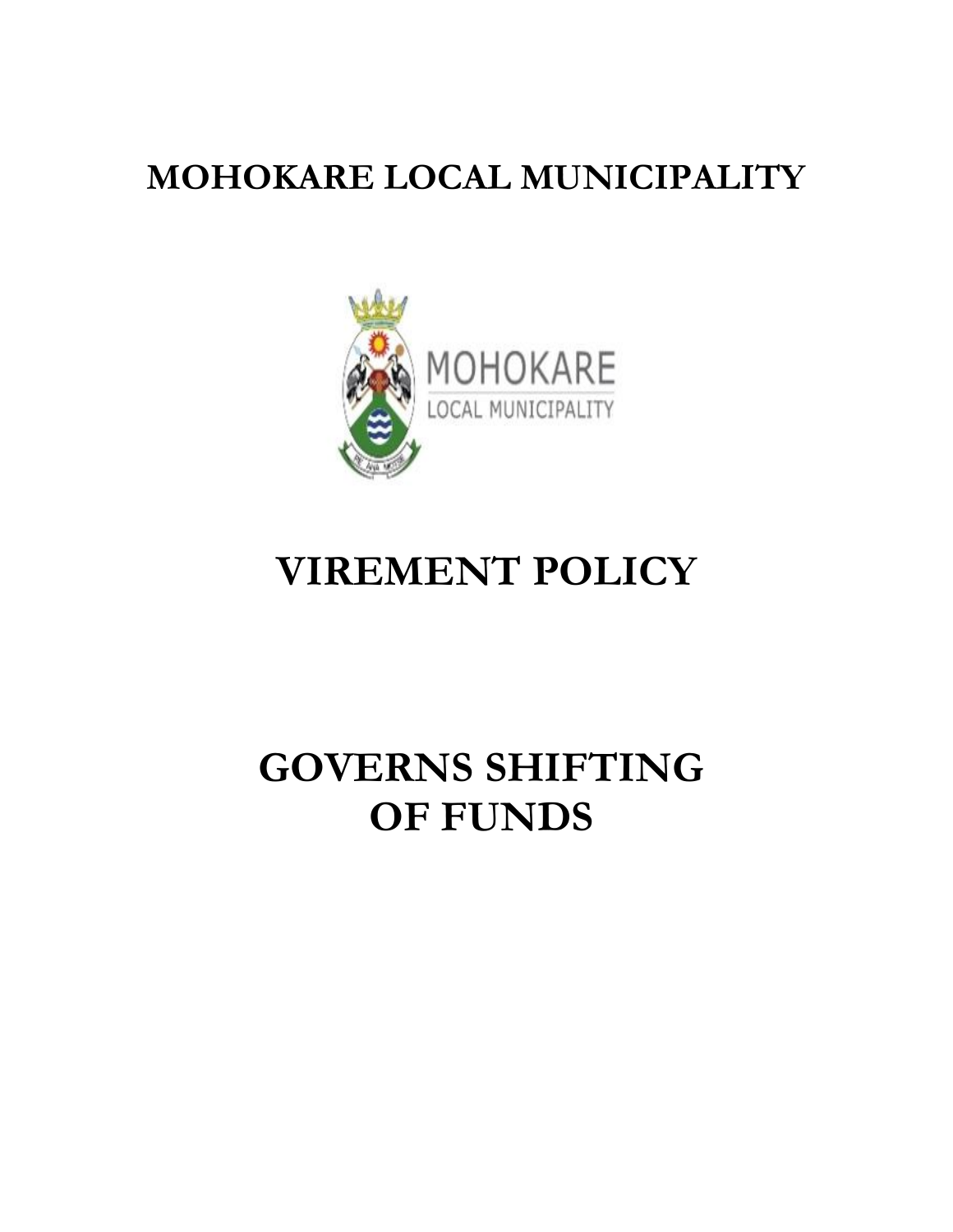# MOHOKARE LOCAL MUNICIPALITY

# VIREMENT POLICY

# GOVERNS SHIFTING OF FUNDS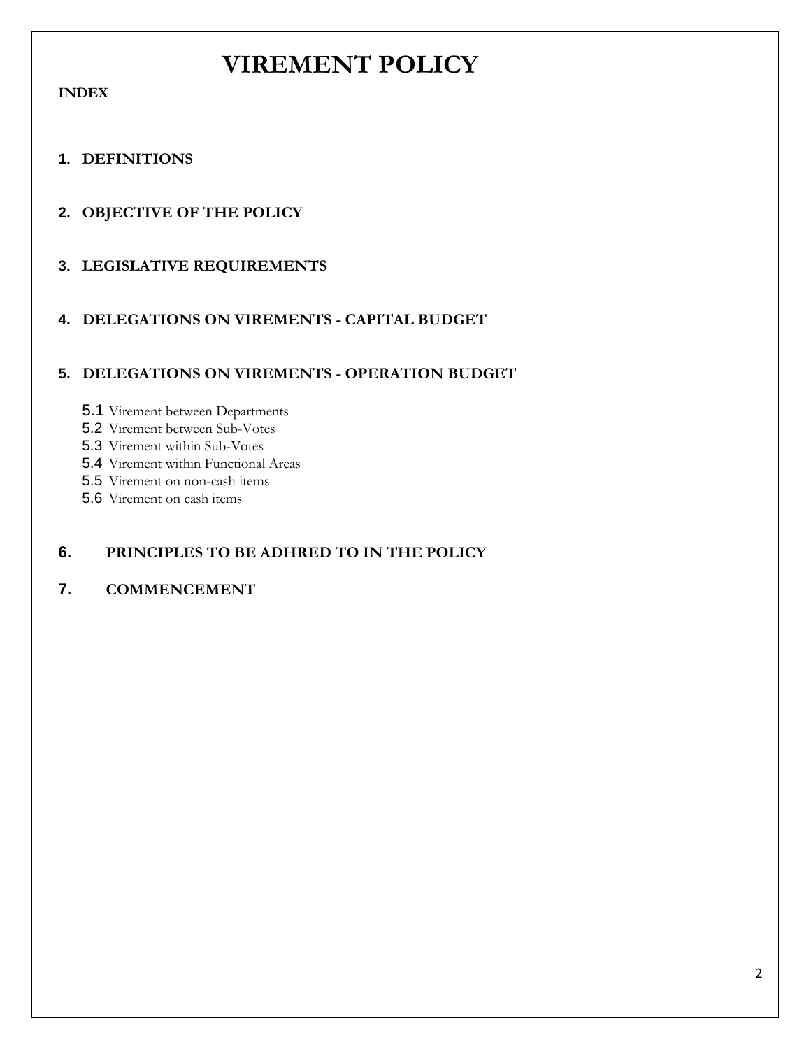# VIREMENT POLICY

**INDEX**

1. **DEFINITIONS**

2. **OBJECTIVE OF THE POLICY**

3. **LEGISLATIVE REQUIREMENTS**

4. **DELEGATIONS ON VIREMENTS - CAPITAL BUDGET**

5. **DELEGATIONS ON VIREMENTS - OPERATION BUDGET**

   5.1 Virement between Departments
   5.2 Virement between Sub-Votes
   5.3 Virement within Sub-Votes
   5.4 Virement within Functional Areas
   5.5 Virement on non-cash items
   5.6 Virement on cash items

6. **PRINCIPLES TO BE ADHRED TO IN THE POLICY**

7. **COMMENCEMENT**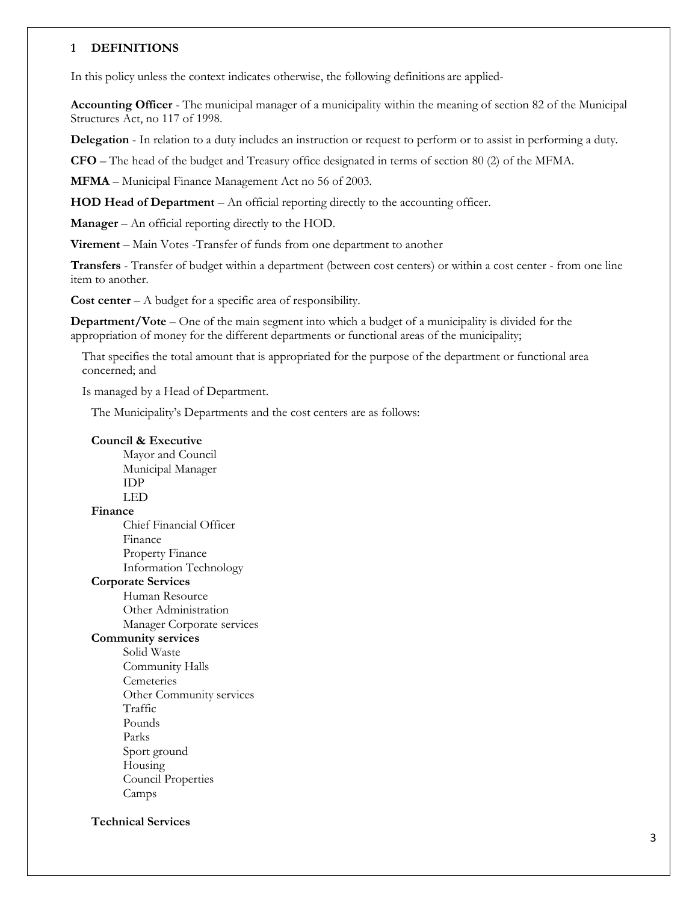## 1 DEFINITIONS

In this policy unless the context indicates otherwise, the following definitions are applied-

**Accounting Officer** - The municipal manager of a municipality within the meaning of section 82 of the Municipal Structures Act, no 117 of 1998.

**Delegation** - In relation to a duty includes an instruction or request to perform or to assist in performing a duty.

**CFO** – The head of the budget and Treasury office designated in terms of section 80 (2) of the MFMA.

**MFMA** – Municipal Finance Management Act no 56 of 2003.

**HOD Head of Department** – An official reporting directly to the accounting officer.

**Manager** – An official reporting directly to the HOD.

**Virement** – Main Votes -Transfer of funds from one department to another

**Transfers** - Transfer of budget within a department (between cost centers) or within a cost center - from one line item to another.

**Cost center** – A budget for a specific area of responsibility.

**Department/Vote** – One of the main segment into which a budget of a municipality is divided for the appropriation of money for the different departments or functional areas of the municipality;

That specifies the total amount that is appropriated for the purpose of the department or functional area concerned; and

Is managed by a Head of Department.

The Municipality's Departments and the cost centers are as follows:

**Council & Executive**
- Mayor and Council
- Municipal Manager
- IDP
- LED

**Finance**
- Chief Financial Officer
- Finance
- Property Finance
- Information Technology

**Corporate Services**
- Human Resource
- Other Administration
- Manager Corporate services

**Community services**
- Solid Waste
- Community Halls
- Cemeteries
- Other Community services
- Traffic
- Pounds
- Parks
- Sport ground
- Housing
- Council Properties
- Camps

**Technical Services**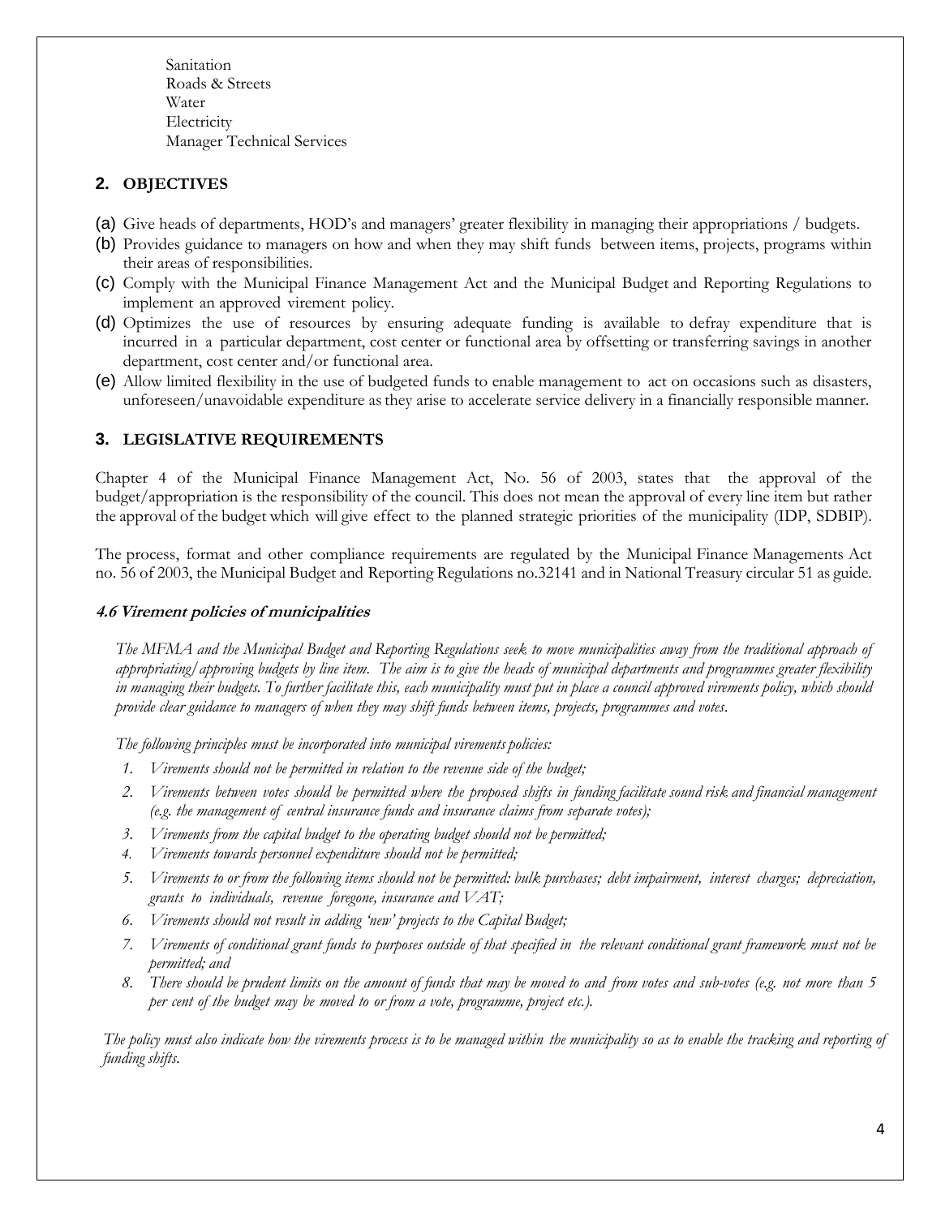Sanitation
Roads & Streets
Water
Electricity
Manager Technical Services

## 2. OBJECTIVES

(a) Give heads of departments, HOD's and managers' greater flexibility in managing their appropriations / budgets.
(b) Provides guidance to managers on how and when they may shift funds between items, projects, programs within their areas of responsibilities.
(c) Comply with the Municipal Finance Management Act and the Municipal Budget and Reporting Regulations to implement an approved virement policy.
(d) Optimizes the use of resources by ensuring adequate funding is available to defray expenditure that is incurred in a particular department, cost center or functional area by offsetting or transferring savings in another department, cost center and/or functional area.
(e) Allow limited flexibility in the use of budgeted funds to enable management to act on occasions such as disasters, unforeseen/unavoidable expenditure as they arise to accelerate service delivery in a financially responsible manner.

## 3. LEGISLATIVE REQUIREMENTS

Chapter 4 of the Municipal Finance Management Act, No. 56 of 2003, states that the approval of the budget/appropriation is the responsibility of the council. This does not mean the approval of every line item but rather the approval of the budget which will give effect to the planned strategic priorities of the municipality (IDP, SDBIP).

The process, format and other compliance requirements are regulated by the Municipal Finance Managements Act no. 56 of 2003, the Municipal Budget and Reporting Regulations no.32141 and in National Treasury circular 51 as guide.

### *4.6 Virement policies of municipalities*

*The MFMA and the Municipal Budget and Reporting Regulations seek to move municipalities away from the traditional approach of appropriating/approving budgets by line item. The aim is to give the heads of municipal departments and programmes greater flexibility in managing their budgets. To further facilitate this, each municipality must put in place a council approved virements policy, which should provide clear guidance to managers of when they may shift funds between items, projects, programmes and votes.*

*The following principles must be incorporated into municipal virements policies:*

1. *Virements should not be permitted in relation to the revenue side of the budget;*
2. *Virements between votes should be permitted where the proposed shifts in funding facilitate sound risk and financial management (e.g. the management of central insurance funds and insurance claims from separate votes);*
3. *Virements from the capital budget to the operating budget should not be permitted;*
4. *Virements towards personnel expenditure should not be permitted;*
5. *Virements to or from the following items should not be permitted: bulk purchases; debt impairment, interest charges; depreciation, grants to individuals, revenue foregone, insurance and VAT;*
6. *Virements should not result in adding 'new' projects to the Capital Budget;*
7. *Virements of conditional grant funds to purposes outside of that specified in the relevant conditional grant framework must not be permitted; and*
8. *There should be prudent limits on the amount of funds that may be moved to and from votes and sub-votes (e.g. not more than 5 per cent of the budget may be moved to or from a vote, programme, project etc.).*

*The policy must also indicate how the virements process is to be managed within the municipality so as to enable the tracking and reporting of funding shifts.*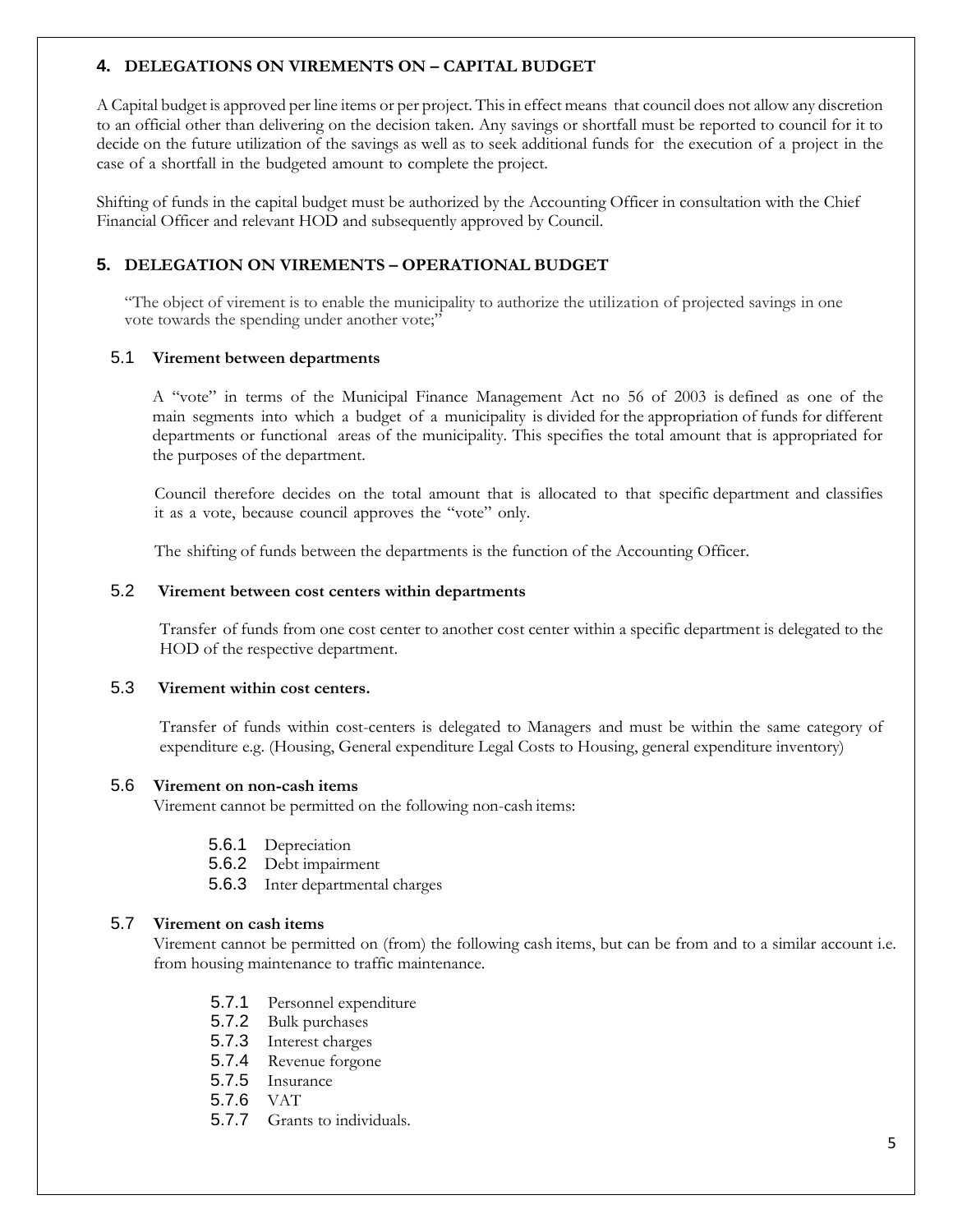## 4. DELEGATIONS ON VIREMENTS ON – CAPITAL BUDGET

A Capital budget is approved per line items or per project. This in effect means that council does not allow any discretion to an official other than delivering on the decision taken. Any savings or shortfall must be reported to council for it to decide on the future utilization of the savings as well as to seek additional funds for the execution of a project in the case of a shortfall in the budgeted amount to complete the project.

Shifting of funds in the capital budget must be authorized by the Accounting Officer in consultation with the Chief Financial Officer and relevant HOD and subsequently approved by Council.

## 5. DELEGATION ON VIREMENTS – OPERATIONAL BUDGET

"The object of virement is to enable the municipality to authorize the utilization of projected savings in one vote towards the spending under another vote;"

### 5.1 Virement between departments

A "vote" in terms of the Municipal Finance Management Act no 56 of 2003 is defined as one of the main segments into which a budget of a municipality is divided for the appropriation of funds for different departments or functional areas of the municipality. This specifies the total amount that is appropriated for the purposes of the department.

Council therefore decides on the total amount that is allocated to that specific department and classifies it as a vote, because council approves the "vote" only.

The shifting of funds between the departments is the function of the Accounting Officer.

### 5.2 Virement between cost centers within departments

Transfer of funds from one cost center to another cost center within a specific department is delegated to the HOD of the respective department.

### 5.3 Virement within cost centers.

Transfer of funds within cost-centers is delegated to Managers and must be within the same category of expenditure e.g. (Housing, General expenditure Legal Costs to Housing, general expenditure inventory)

### 5.6 Virement on non-cash items

Virement cannot be permitted on the following non-cash items:

- 5.6.1 Depreciation
- 5.6.2 Debt impairment
- 5.6.3 Inter departmental charges

### 5.7 Virement on cash items

Virement cannot be permitted on (from) the following cash items, but can be from and to a similar account i.e. from housing maintenance to traffic maintenance.

- 5.7.1 Personnel expenditure
- 5.7.2 Bulk purchases
- 5.7.3 Interest charges
- 5.7.4 Revenue forgone
- 5.7.5 Insurance
- 5.7.6 VAT
- 5.7.7 Grants to individuals.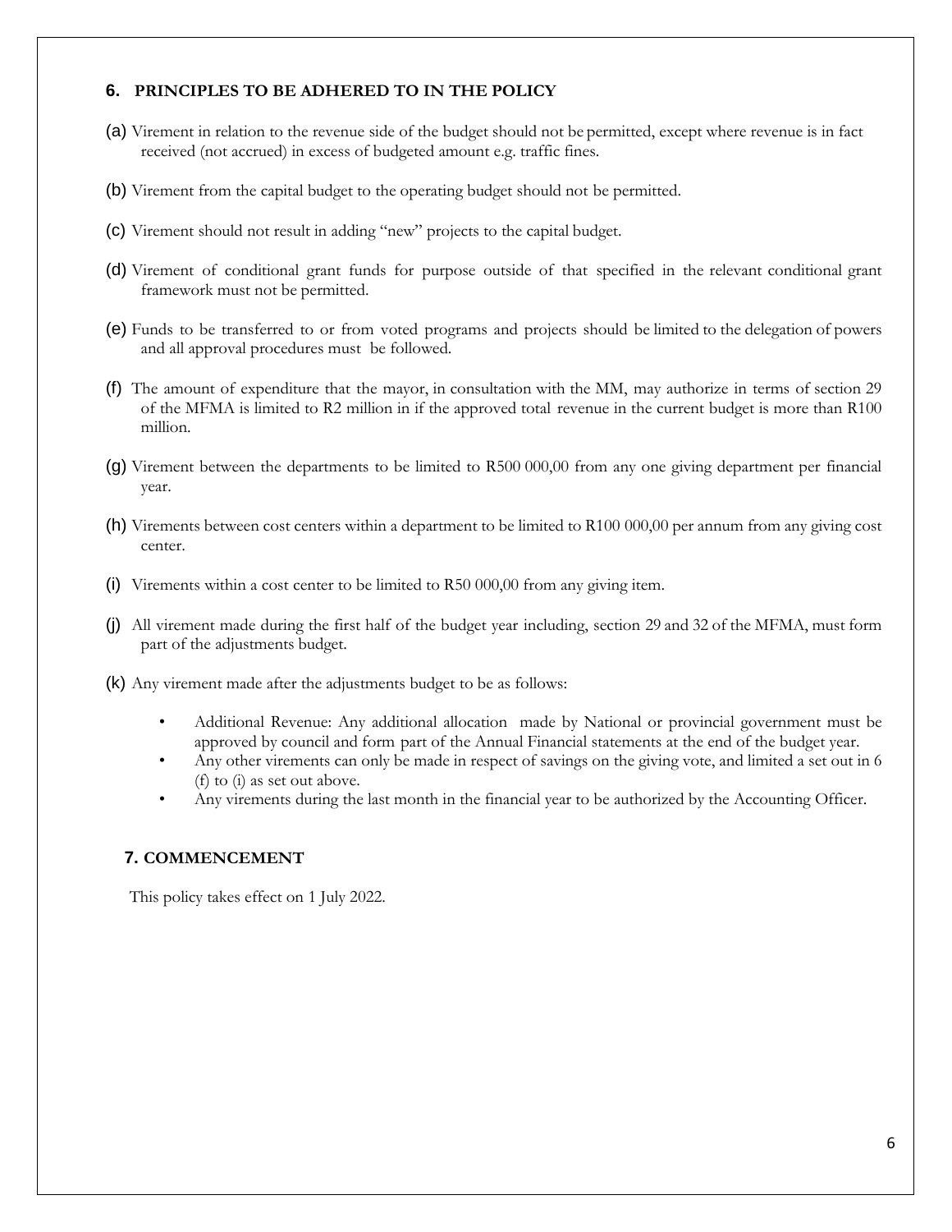## 6. PRINCIPLES TO BE ADHERED TO IN THE POLICY

(a) Virement in relation to the revenue side of the budget should not be permitted, except where revenue is in fact received (not accrued) in excess of budgeted amount e.g. traffic fines.

(b) Virement from the capital budget to the operating budget should not be permitted.

(c) Virement should not result in adding "new" projects to the capital budget.

(d) Virement of conditional grant funds for purpose outside of that specified in the relevant conditional grant framework must not be permitted.

(e) Funds to be transferred to or from voted programs and projects should be limited to the delegation of powers and all approval procedures must be followed.

(f) The amount of expenditure that the mayor, in consultation with the MM, may authorize in terms of section 29 of the MFMA is limited to R2 million in if the approved total revenue in the current budget is more than R100 million.

(g) Virement between the departments to be limited to R500 000,00 from any one giving department per financial year.

(h) Virements between cost centers within a department to be limited to R100 000,00 per annum from any giving cost center.

(i) Virements within a cost center to be limited to R50 000,00 from any giving item.

(j) All virement made during the first half of the budget year including, section 29 and 32 of the MFMA, must form part of the adjustments budget.

(k) Any virement made after the adjustments budget to be as follows:

- Additional Revenue: Any additional allocation made by National or provincial government must be approved by council and form part of the Annual Financial statements at the end of the budget year.
- Any other virements can only be made in respect of savings on the giving vote, and limited a set out in 6 (f) to (i) as set out above.
- Any virements during the last month in the financial year to be authorized by the Accounting Officer.

## 7. COMMENCEMENT

This policy takes effect on 1 July 2022.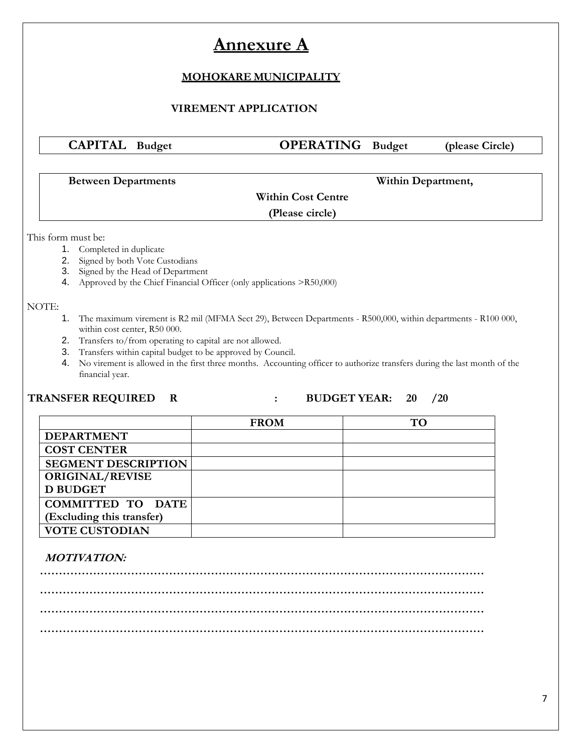# Annexure A

## MOHOKARE MUNICIPALITY

### VIRMENT APPLICATION

| **CAPITAL** Budget | **OPERATING** Budget | (please Circle) |
|---|---|---|

| **Between Departments** | **Within Cost Centre** | **Within Department,** |
|---|---|---|
| | **(Please circle)** | |

This form must be:

1. Completed in duplicate
2. Signed by both Vote Custodians
3. Signed by the Head of Department
4. Approved by the Chief Financial Officer (only applications >R50,000)

NOTE:

1. The maximum virement is R2 mil (MFMA Sect 29), Between Departments - R500,000, within departments - R100 000, within cost center, R50 000.
2. Transfers to/from operating to capital are not allowed.
3. Transfers within capital budget to be approved by Council.
4. No virement is allowed in the first three months. Accounting officer to authorize transfers during the last month of the financial year.

**TRANSFER REQUIRED R : BUDGET YEAR: 20 /20**

| | FROM | TO |
|---|---|---|
| **DEPARTMENT** | | |
| **COST CENTER** | | |
| **SEGMENT DESCRIPTION** | | |
| **ORIGINAL/REVISED BUDGET** | | |
| **COMMITTED TO DATE (Excluding this transfer)** | | |
| **VOTE CUSTODIAN** | | |

***MOTIVATION:***

……………………………………………………………………………………………………

……………………………………………………………………………………………………

……………………………………………………………………………………………………

……………………………………………………………………………………………………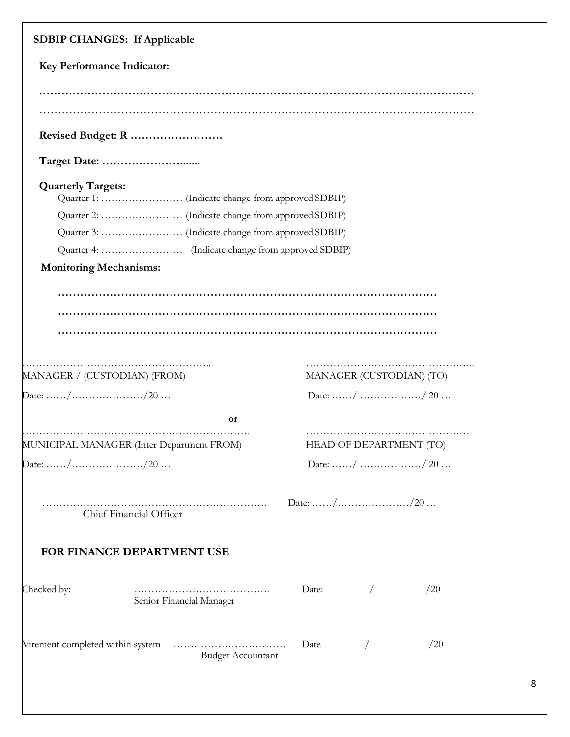**SDBIP CHANGES: If Applicable**

**Key Performance Indicator:**

**…………………………………………………………………………………………………………**

**…………………………………………………………………………………………………………**

**Revised Budget: R …………………….**

**Target Date: ……………………......**

**Quarterly Targets:**

Quarter 1: …………………… (Indicate change from approved SDBIP)

Quarter 2: …………………… (Indicate change from approved SDBIP)

Quarter 3: …………………… (Indicate change from approved SDBIP)

Quarter 4: …………………… (Indicate change from approved SDBIP)

**Monitoring Mechanisms:**

**…………………………………………………………………………………………**

**…………………………………………………………………………………………**

**…………………………………………………………………………………………**

……………………………………………….. ………………………………………..

MANAGER / (CUSTODIAN) (FROM) MANAGER (CUSTODIAN) (TO)

Date: ……/…………………/20 … Date: ……/ ………………/ 20 …

**or**

……………………………………………………….. ………………………………………

MUNICIPAL MANAGER (Inter Department FROM) HEAD OF DEPARTMENT (TO)

Date: ……/…………………/20 … Date: ……/ ………………/ 20 …

……………………………………………………… Date: ……/…………………/20 …

Chief Financial Officer

**FOR FINANCE DEPARTMENT USE**

Checked by: …………………………………. Date: / /20

Senior Financial Manager

Virement completed within system …………………………… Date / /20

Budget Accountant